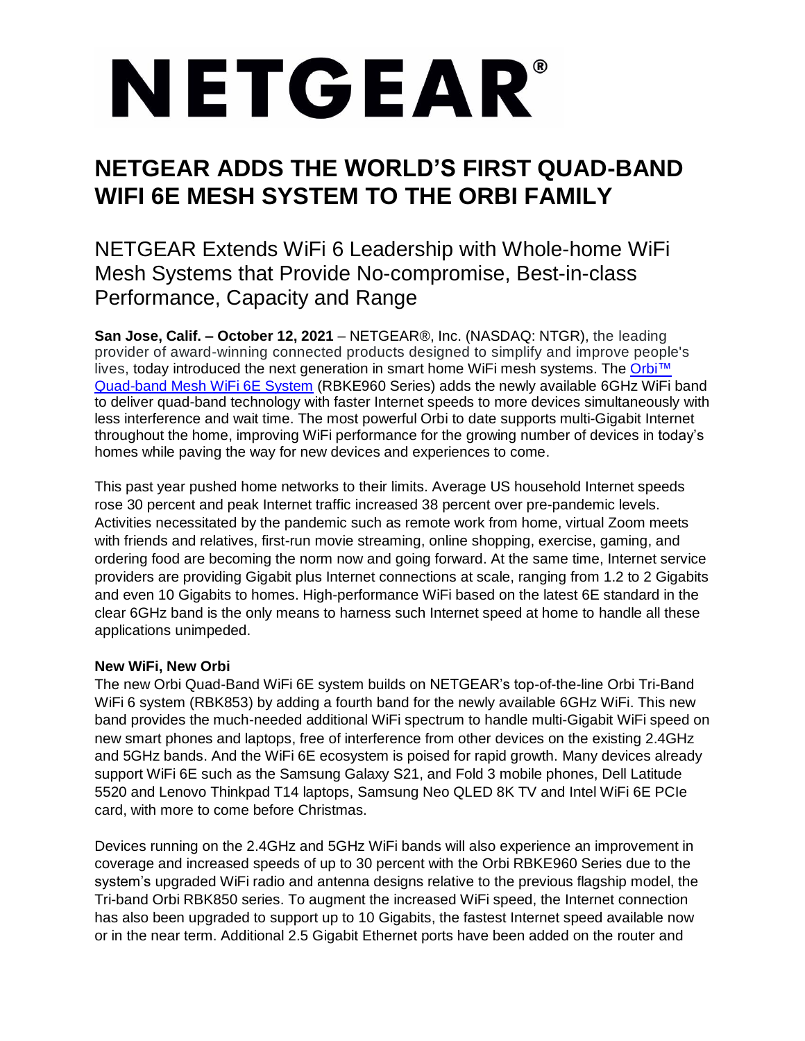# NETGEAR®

## NETGEAR ADDS THE WORLD'S FIRST QUAD-BAND WIFI 6E MESH SYSTEM TO THE ORBI FAMILY

### NETGEAR Extends WiFi 6 Leadership with Whole-home WiFi Mesh Systems that Provide No-compromise, Best-in-class Performance, Capacity and Range

**San Jose, Calif. – October 12, 2021** – NETGEAR®, Inc. (NASDAQ: NTGR), the leading provider of award-winning connected products designed to simplify and improve people's lives, today introduced the next generation in smart home WiFi mesh systems. The [Orbi™ Quad-band Mesh WiFi 6E System]() (RBKE960 Series) adds the newly available 6GHz WiFi band to deliver quad-band technology with faster Internet speeds to more devices simultaneously with less interference and wait time. The most powerful Orbi to date supports multi-Gigabit Internet throughout the home, improving WiFi performance for the growing number of devices in today's homes while paving the way for new devices and experiences to come.

This past year pushed home networks to their limits. Average US household Internet speeds rose 30 percent and peak Internet traffic increased 38 percent over pre-pandemic levels. Activities necessitated by the pandemic such as remote work from home, virtual Zoom meets with friends and relatives, first-run movie streaming, online shopping, exercise, gaming, and ordering food are becoming the norm now and going forward. At the same time, Internet service providers are providing Gigabit plus Internet connections at scale, ranging from 1.2 to 2 Gigabits and even 10 Gigabits to homes. High-performance WiFi based on the latest 6E standard in the clear 6GHz band is the only means to harness such Internet speed at home to handle all these applications unimpeded.

**New WiFi, New Orbi**

The new Orbi Quad-Band WiFi 6E system builds on NETGEAR's top-of-the-line Orbi Tri-Band WiFi 6 system (RBK853) by adding a fourth band for the newly available 6GHz WiFi. This new band provides the much-needed additional WiFi spectrum to handle multi-Gigabit WiFi speed on new smart phones and laptops, free of interference from other devices on the existing 2.4GHz and 5GHz bands. And the WiFi 6E ecosystem is poised for rapid growth. Many devices already support WiFi 6E such as the Samsung Galaxy S21, and Fold 3 mobile phones, Dell Latitude 5520 and Lenovo Thinkpad T14 laptops, Samsung Neo QLED 8K TV and Intel WiFi 6E PCIe card, with more to come before Christmas.

Devices running on the 2.4GHz and 5GHz WiFi bands will also experience an improvement in coverage and increased speeds of up to 30 percent with the Orbi RBKE960 Series due to the system's upgraded WiFi radio and antenna designs relative to the previous flagship model, the Tri-band Orbi RBK850 series. To augment the increased WiFi speed, the Internet connection has also been upgraded to support up to 10 Gigabits, the fastest Internet speed available now or in the near term. Additional 2.5 Gigabit Ethernet ports have been added on the router and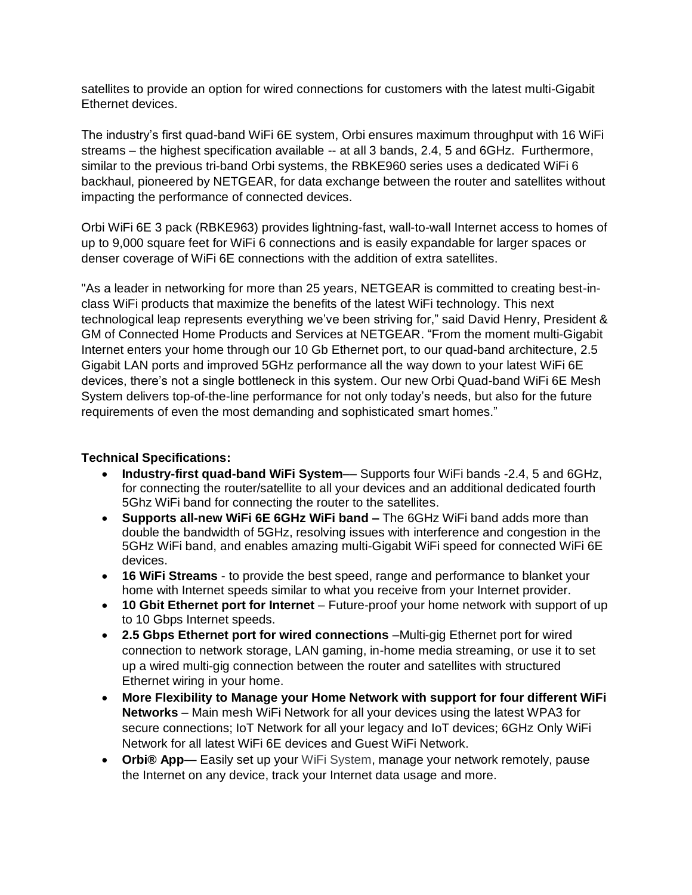satellites to provide an option for wired connections for customers with the latest multi-Gigabit Ethernet devices.

The industry's first quad-band WiFi 6E system, Orbi ensures maximum throughput with 16 WiFi streams – the highest specification available -- at all 3 bands, 2.4, 5 and 6GHz. Furthermore, similar to the previous tri-band Orbi systems, the RBKE960 series uses a dedicated WiFi 6 backhaul, pioneered by NETGEAR, for data exchange between the router and satellites without impacting the performance of connected devices.

Orbi WiFi 6E 3 pack (RBKE963) provides lightning-fast, wall-to-wall Internet access to homes of up to 9,000 square feet for WiFi 6 connections and is easily expandable for larger spaces or denser coverage of WiFi 6E connections with the addition of extra satellites.

"As a leader in networking for more than 25 years, NETGEAR is committed to creating best-in-class WiFi products that maximize the benefits of the latest WiFi technology. This next technological leap represents everything we've been striving for," said David Henry, President & GM of Connected Home Products and Services at NETGEAR. "From the moment multi-Gigabit Internet enters your home through our 10 Gb Ethernet port, to our quad-band architecture, 2.5 Gigabit LAN ports and improved 5GHz performance all the way down to your latest WiFi 6E devices, there's not a single bottleneck in this system. Our new Orbi Quad-band WiFi 6E Mesh System delivers top-of-the-line performance for not only today's needs, but also for the future requirements of even the most demanding and sophisticated smart homes."

**Technical Specifications:**

- **Industry-first quad-band WiFi System**— Supports four WiFi bands -2.4, 5 and 6GHz, for connecting the router/satellite to all your devices and an additional dedicated fourth 5Ghz WiFi band for connecting the router to the satellites.
- **Supports all-new WiFi 6E 6GHz WiFi band –** The 6GHz WiFi band adds more than double the bandwidth of 5GHz, resolving issues with interference and congestion in the 5GHz WiFi band, and enables amazing multi-Gigabit WiFi speed for connected WiFi 6E devices.
- **16 WiFi Streams** - to provide the best speed, range and performance to blanket your home with Internet speeds similar to what you receive from your Internet provider.
- **10 Gbit Ethernet port for Internet** – Future-proof your home network with support of up to 10 Gbps Internet speeds.
- **2.5 Gbps Ethernet port for wired connections** –Multi-gig Ethernet port for wired connection to network storage, LAN gaming, in-home media streaming, or use it to set up a wired multi-gig connection between the router and satellites with structured Ethernet wiring in your home.
- **More Flexibility to Manage your Home Network with support for four different WiFi Networks** – Main mesh WiFi Network for all your devices using the latest WPA3 for secure connections; IoT Network for all your legacy and IoT devices; 6GHz Only WiFi Network for all latest WiFi 6E devices and Guest WiFi Network.
- **Orbi® App**— Easily set up your WiFi System, manage your network remotely, pause the Internet on any device, track your Internet data usage and more.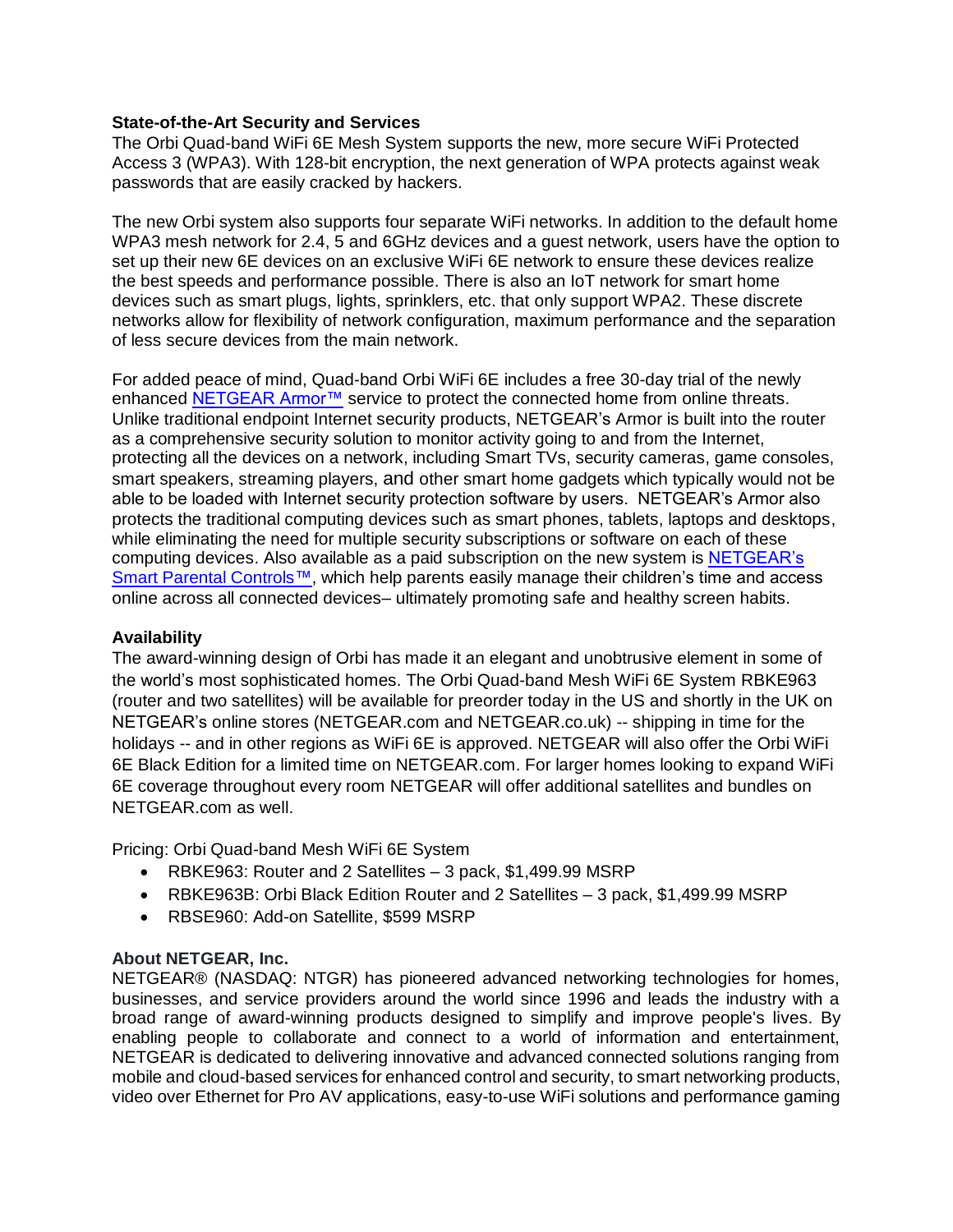**State-of-the-Art Security and Services**

The Orbi Quad-band WiFi 6E Mesh System supports the new, more secure WiFi Protected Access 3 (WPA3). With 128-bit encryption, the next generation of WPA protects against weak passwords that are easily cracked by hackers.

The new Orbi system also supports four separate WiFi networks. In addition to the default home WPA3 mesh network for 2.4, 5 and 6GHz devices and a guest network, users have the option to set up their new 6E devices on an exclusive WiFi 6E network to ensure these devices realize the best speeds and performance possible. There is also an IoT network for smart home devices such as smart plugs, lights, sprinklers, etc. that only support WPA2. These discrete networks allow for flexibility of network configuration, maximum performance and the separation of less secure devices from the main network.

For added peace of mind, Quad-band Orbi WiFi 6E includes a free 30-day trial of the newly enhanced NETGEAR Armor™ service to protect the connected home from online threats. Unlike traditional endpoint Internet security products, NETGEAR's Armor is built into the router as a comprehensive security solution to monitor activity going to and from the Internet, protecting all the devices on a network, including Smart TVs, security cameras, game consoles, smart speakers, streaming players, and other smart home gadgets which typically would not be able to be loaded with Internet security protection software by users. NETGEAR's Armor also protects the traditional computing devices such as smart phones, tablets, laptops and desktops, while eliminating the need for multiple security subscriptions or software on each of these computing devices. Also available as a paid subscription on the new system is NETGEAR's Smart Parental Controls™, which help parents easily manage their children's time and access online across all connected devices– ultimately promoting safe and healthy screen habits.

**Availability**

The award-winning design of Orbi has made it an elegant and unobtrusive element in some of the world's most sophisticated homes. The Orbi Quad-band Mesh WiFi 6E System RBKE963 (router and two satellites) will be available for preorder today in the US and shortly in the UK on NETGEAR's online stores (NETGEAR.com and NETGEAR.co.uk) -- shipping in time for the holidays -- and in other regions as WiFi 6E is approved. NETGEAR will also offer the Orbi WiFi 6E Black Edition for a limited time on NETGEAR.com. For larger homes looking to expand WiFi 6E coverage throughout every room NETGEAR will offer additional satellites and bundles on NETGEAR.com as well.

Pricing: Orbi Quad-band Mesh WiFi 6E System

- RBKE963: Router and 2 Satellites – 3 pack, $1,499.99 MSRP
- RBKE963B: Orbi Black Edition Router and 2 Satellites – 3 pack, $1,499.99 MSRP
- RBSE960: Add-on Satellite, $599 MSRP

**About NETGEAR, Inc.**

NETGEAR® (NASDAQ: NTGR) has pioneered advanced networking technologies for homes, businesses, and service providers around the world since 1996 and leads the industry with a broad range of award-winning products designed to simplify and improve people's lives. By enabling people to collaborate and connect to a world of information and entertainment, NETGEAR is dedicated to delivering innovative and advanced connected solutions ranging from mobile and cloud-based services for enhanced control and security, to smart networking products, video over Ethernet for Pro AV applications, easy-to-use WiFi solutions and performance gaming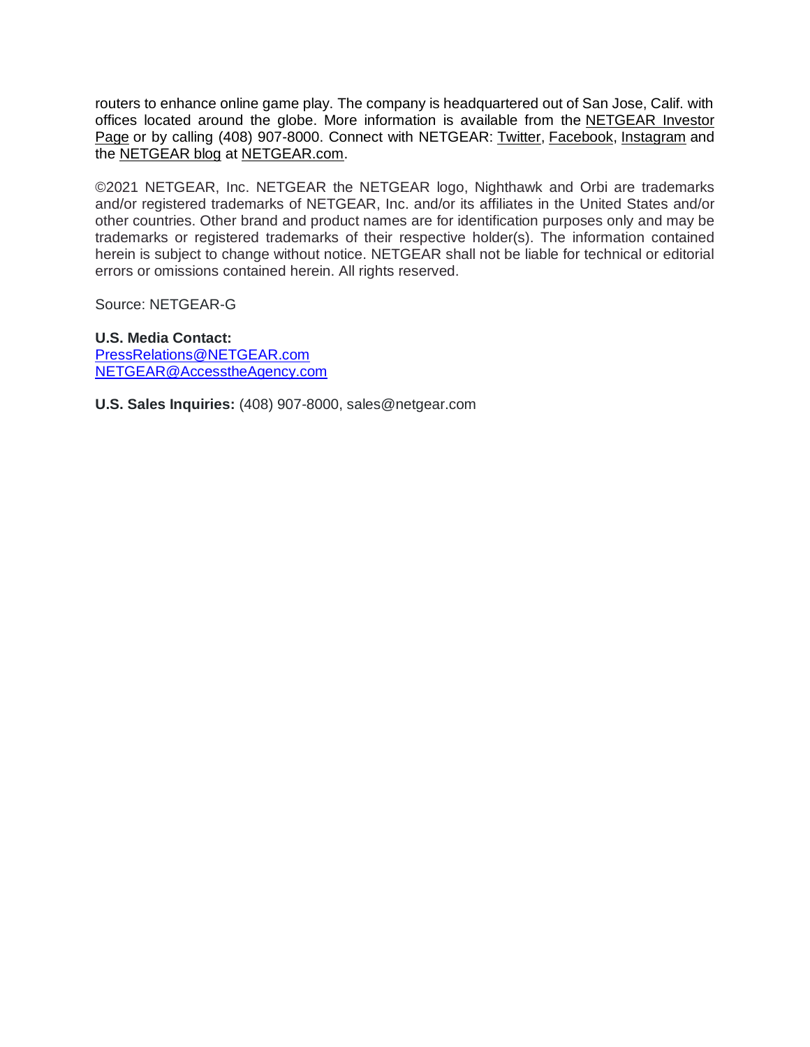routers to enhance online game play. The company is headquartered out of San Jose, Calif. with offices located around the globe. More information is available from the NETGEAR Investor Page or by calling (408) 907-8000. Connect with NETGEAR: Twitter, Facebook, Instagram and the NETGEAR blog at NETGEAR.com.

©2021 NETGEAR, Inc. NETGEAR the NETGEAR logo, Nighthawk and Orbi are trademarks and/or registered trademarks of NETGEAR, Inc. and/or its affiliates in the United States and/or other countries. Other brand and product names are for identification purposes only and may be trademarks or registered trademarks of their respective holder(s). The information contained herein is subject to change without notice. NETGEAR shall not be liable for technical or editorial errors or omissions contained herein. All rights reserved.

Source: NETGEAR-G

**U.S. Media Contact:**
PressRelations@NETGEAR.com
NETGEAR@AccesstheAgency.com

**U.S. Sales Inquiries:** (408) 907-8000, sales@netgear.com